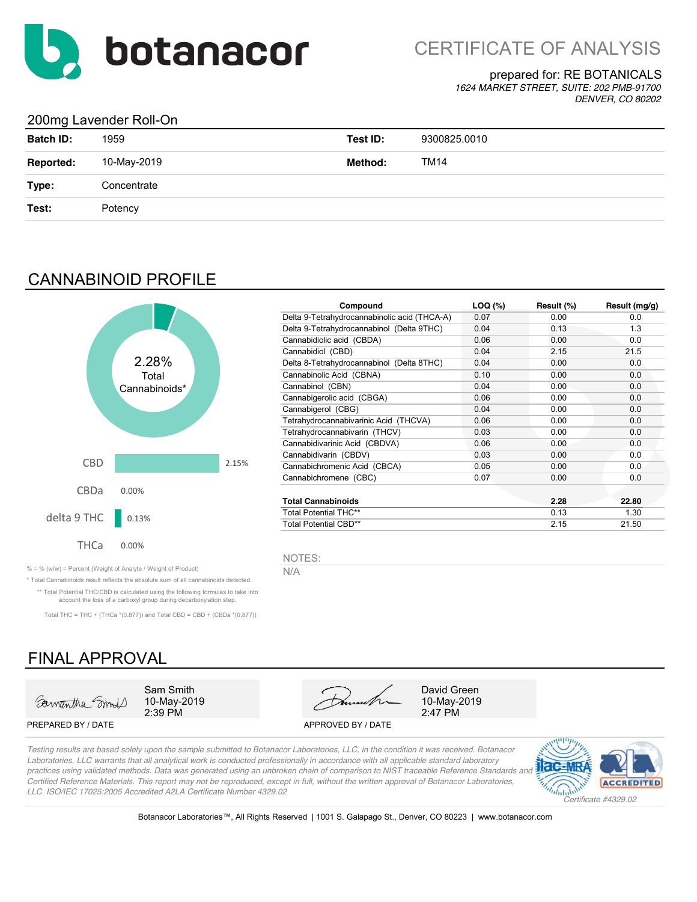botanacor

# CERTIFICATE OF ANALYSIS

prepared for: RE BOTANICALS
*1624 MARKET STREET, SUITE: 202 PMB-91700*
*DENVER, CO 80202*

## 200mg Lavender Roll-On

| | | | |
|---|---|---|---|
| **Batch ID:** | 1959 | **Test ID:** | 9300825.0010 |
| **Reported:** | 10-May-2019 | **Method:** | TM14 |
| **Type:** | Concentrate | | |
| **Test:** | Potency | | |

## CANNABINOID PROFILE

2.28% Total Cannabinoids*

| | |
|---|---|
| CBD | 2.15% |
| CBDa | 0.00% |
| delta 9 THC | 0.13% |
| THCa | 0.00% |

| Compound | LOQ (%) | Result (%) | Result (mg/g) |
|---|---|---|---|
| Delta 9-Tetrahydrocannabinolic acid (THCA-A) | 0.07 | 0.00 | 0.0 |
| Delta 9-Tetrahydrocannabinol (Delta 9THC) | 0.04 | 0.13 | 1.3 |
| Cannabidiolic acid (CBDA) | 0.06 | 0.00 | 0.0 |
| Cannabidiol (CBD) | 0.04 | 2.15 | 21.5 |
| Delta 8-Tetrahydrocannabinol (Delta 8THC) | 0.04 | 0.00 | 0.0 |
| Cannabinolic Acid (CBNA) | 0.10 | 0.00 | 0.0 |
| Cannabinol (CBN) | 0.04 | 0.00 | 0.0 |
| Cannabigerolic acid (CBGA) | 0.06 | 0.00 | 0.0 |
| Cannabigerol (CBG) | 0.04 | 0.00 | 0.0 |
| Tetrahydrocannabivarinic Acid (THCVA) | 0.06 | 0.00 | 0.0 |
| Tetrahydrocannabivarin (THCV) | 0.03 | 0.00 | 0.0 |
| Cannabidivarinic Acid (CBDVA) | 0.06 | 0.00 | 0.0 |
| Cannabidivarin (CBDV) | 0.03 | 0.00 | 0.0 |
| Cannabichromenic Acid (CBCA) | 0.05 | 0.00 | 0.0 |
| Cannabichromene (CBC) | 0.07 | 0.00 | 0.0 |
| **Total Cannabinoids** | | **2.28** | **22.80** |
| Total Potential THC** | | 0.13 | 1.30 |
| Total Potential CBD** | | 2.15 | 21.50 |

NOTES:
N/A

% = % (w/w) = Percent (Weight of Analyte / Weight of Product)

* Total Cannabinoids result reflects the absolute sum of all cannabinoids detected.

** Total Potential THC/CBD is calculated using the following formulas to take into account the loss of a carboxyl group during decarboxylation step.

Total THC = THC + (THCa *(0.877)) and Total CBD = CBD + (CBDa *(0.877))

## FINAL APPROVAL

| PREPARED BY / DATE | APPROVED BY / DATE |
|---|---|
| Sam Smith, 10-May-2019 2:39 PM | David Green, 10-May-2019 2:47 PM |

*Testing results are based solely upon the sample submitted to Botanacor Laboratories, LLC, in the condition it was received. Botanacor Laboratories, LLC warrants that all analytical work is conducted professionally in accordance with all applicable standard laboratory practices using validated methods. Data was generated using an unbroken chain of comparison to NIST traceable Reference Standards and Certified Reference Materials. This report may not be reproduced, except in full, without the written approval of Botanacor Laboratories, LLC. ISO/IEC 17025:2005 Accredited A2LA Certificate Number 4329.02*

*Certificate #4329.02*

Botanacor Laboratories™, All Rights Reserved | 1001 S. Galapago St., Denver, CO 80223 | www.botanacor.com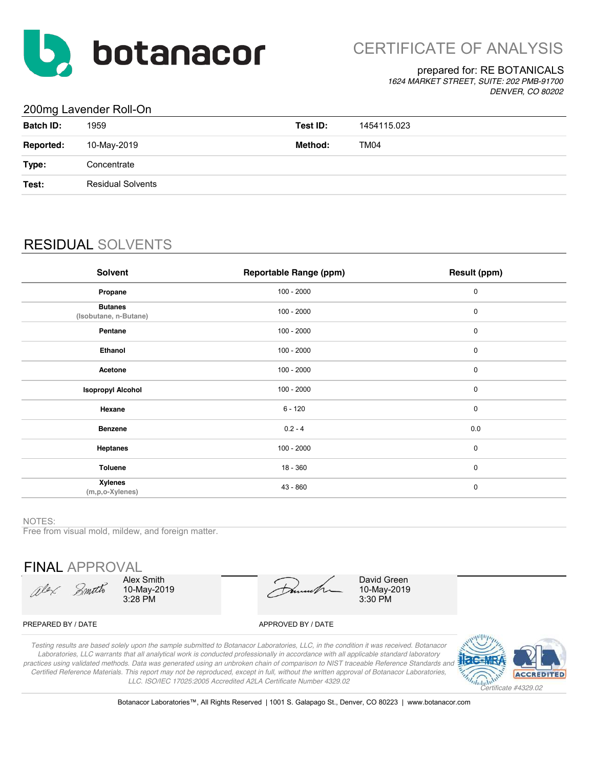# botanacor

## CERTIFICATE OF ANALYSIS

prepared for: RE BOTANICALS
*1624 MARKET STREET, SUITE: 202 PMB-91700*
*DENVER, CO 80202*

### 200mg Lavender Roll-On

| | | | |
|---|---|---|---|
| **Batch ID:** | 1959 | **Test ID:** | 1454115.023 |
| **Reported:** | 10-May-2019 | **Method:** | TM04 |
| **Type:** | Concentrate | | |
| **Test:** | Residual Solvents | | |

## RESIDUAL SOLVENTS

| Solvent | Reportable Range (ppm) | Result (ppm) |
|---|---|---|
| **Propane** | 100 - 2000 | 0 |
| **Butanes** (Isobutane, n-Butane) | 100 - 2000 | 0 |
| **Pentane** | 100 - 2000 | 0 |
| **Ethanol** | 100 - 2000 | 0 |
| **Acetone** | 100 - 2000 | 0 |
| **Isopropyl Alcohol** | 100 - 2000 | 0 |
| **Hexane** | 6 - 120 | 0 |
| **Benzene** | 0.2 - 4 | 0.0 |
| **Heptanes** | 100 - 2000 | 0 |
| **Toluene** | 18 - 360 | 0 |
| **Xylenes** (m,p,o-Xylenes) | 43 - 860 | 0 |

NOTES:
Free from visual mold, mildew, and foreign matter.

## FINAL APPROVAL

| PREPARED BY / DATE | APPROVED BY / DATE |
|---|---|
| Alex Smith 10-May-2019 3:28 PM | David Green 10-May-2019 3:30 PM |

*Testing results are based solely upon the sample submitted to Botanacor Laboratories, LLC, in the condition it was received. Botanacor Laboratories, LLC warrants that all analytical work is conducted professionally in accordance with all applicable standard laboratory practices using validated methods. Data was generated using an unbroken chain of comparison to NIST traceable Reference Standards and Certified Reference Materials. This report may not be reproduced, except in full, without the written approval of Botanacor Laboratories, LLC. ISO/IEC 17025:2005 Accredited A2LA Certificate Number 4329.02*

ilac-MRA A2LA ACCREDITED *Certificate #4329.02*

Botanacor Laboratories™, All Rights Reserved | 1001 S. Galapago St., Denver, CO 80223 | www.botanacor.com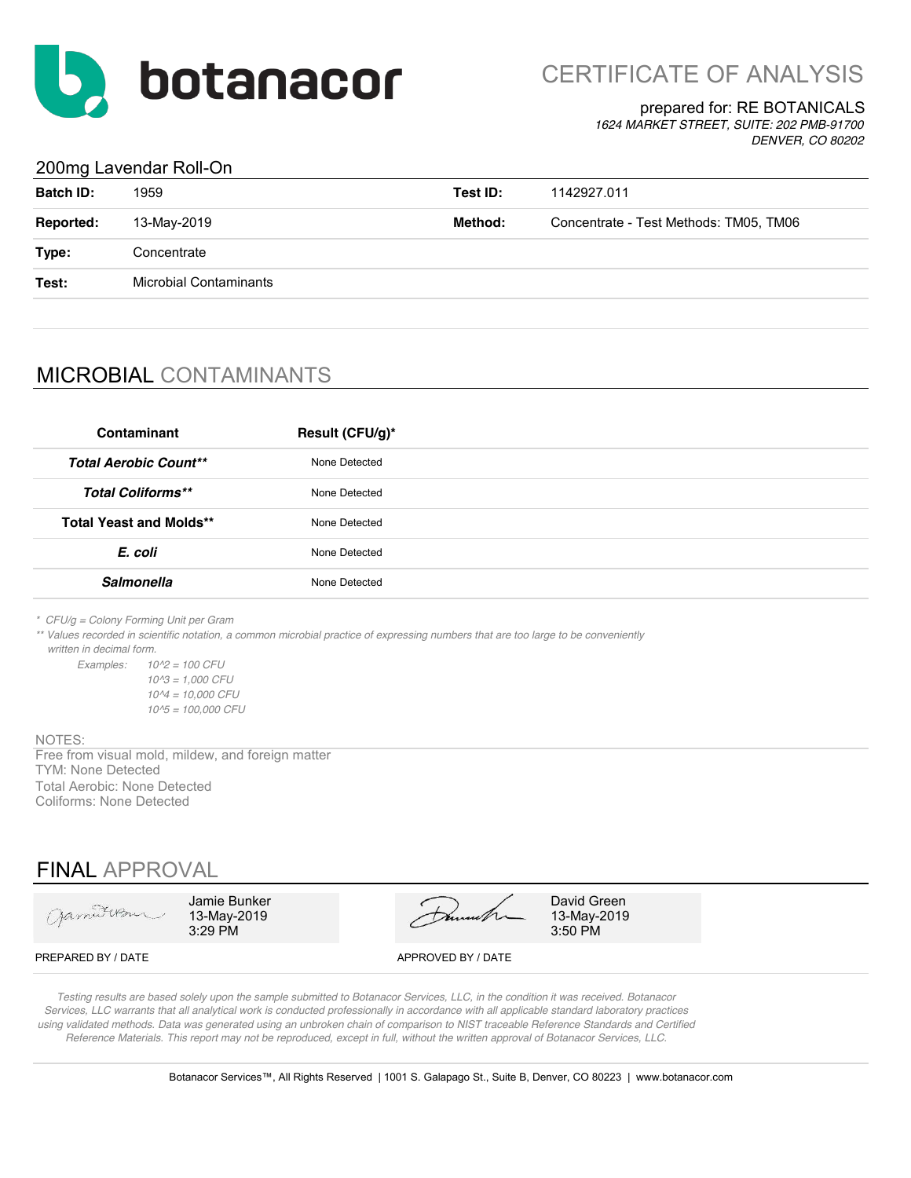botanacor

# CERTIFICATE OF ANALYSIS

prepared for: RE BOTANICALS
*1624 MARKET STREET, SUITE: 202 PMB-91700*
*DENVER, CO 80202*

## 200mg Lavendar Roll-On

| | | | |
|---|---|---|---|
| **Batch ID:** | 1959 | **Test ID:** | 1142927.011 |
| **Reported:** | 13-May-2019 | **Method:** | Concentrate - Test Methods: TM05, TM06 |
| **Type:** | Concentrate | | |
| **Test:** | Microbial Contaminants | | |

## MICROBIAL CONTAMINANTS

| Contaminant | Result (CFU/g)* |
|---|---|
| ***Total Aerobic Count\*\**** | None Detected |
| ***Total Coliforms\*\**** | None Detected |
| **Total Yeast and Molds\*\*** | None Detected |
| ***E. coli*** | None Detected |
| ***Salmonella*** | None Detected |

*\* CFU/g = Colony Forming Unit per Gram*
*\*\* Values recorded in scientific notation, a common microbial practice of expressing numbers that are too large to be conveniently written in decimal form.*

*Examples:*
*10^2 = 100 CFU*
*10^3 = 1,000 CFU*
*10^4 = 10,000 CFU*
*10^5 = 100,000 CFU*

NOTES:
Free from visual mold, mildew, and foreign matter
TYM: None Detected
Total Aerobic: None Detected
Coliforms: None Detected

## FINAL APPROVAL

| PREPARED BY / DATE | APPROVED BY / DATE |
|---|---|
| Jamie Bunker 13-May-2019 3:29 PM | David Green 13-May-2019 3:50 PM |

*Testing results are based solely upon the sample submitted to Botanacor Services, LLC, in the condition it was received. Botanacor Services, LLC warrants that all analytical work is conducted professionally in accordance with all applicable standard laboratory practices using validated methods. Data was generated using an unbroken chain of comparison to NIST traceable Reference Standards and Certified Reference Materials. This report may not be reproduced, except in full, without the written approval of Botanacor Services, LLC.*

Botanacor Services™, All Rights Reserved | 1001 S. Galapago St., Suite B, Denver, CO 80223 | www.botanacor.com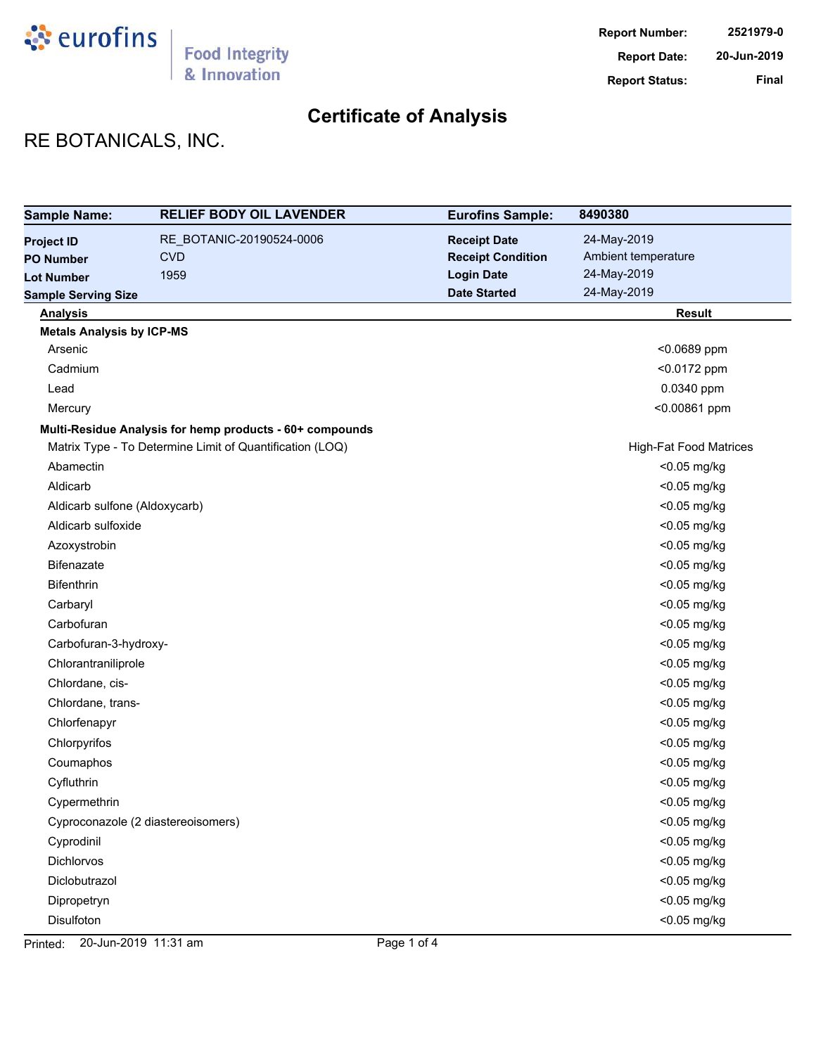Report Number: 2521979-0
Report Date: 20-Jun-2019
Report Status: Final

# Certificate of Analysis

## RE BOTANICALS, INC.

| Sample Name: | RELIEF BODY OIL LAVENDER | Eurofins Sample: | 8490380 |
|---|---|---|---|
| Project ID | RE_BOTANIC-20190524-0006 | Receipt Date | 24-May-2019 |
| PO Number | CVD | Receipt Condition | Ambient temperature |
| Lot Number | 1959 | Login Date | 24-May-2019 |
| Sample Serving Size | | Date Started | 24-May-2019 |

| Analysis | Result |
|---|---|
| **Metals Analysis by ICP-MS** | |
| Arsenic | <0.0689 ppm |
| Cadmium | <0.0172 ppm |
| Lead | 0.0340 ppm |
| Mercury | <0.00861 ppm |
| **Multi-Residue Analysis for hemp products - 60+ compounds** | |
| Matrix Type - To Determine Limit of Quantification (LOQ) | High-Fat Food Matrices |
| Abamectin | <0.05 mg/kg |
| Aldicarb | <0.05 mg/kg |
| Aldicarb sulfone (Aldoxycarb) | <0.05 mg/kg |
| Aldicarb sulfoxide | <0.05 mg/kg |
| Azoxystrobin | <0.05 mg/kg |
| Bifenazate | <0.05 mg/kg |
| Bifenthrin | <0.05 mg/kg |
| Carbaryl | <0.05 mg/kg |
| Carbofuran | <0.05 mg/kg |
| Carbofuran-3-hydroxy- | <0.05 mg/kg |
| Chlorantraniliprole | <0.05 mg/kg |
| Chlordane, cis- | <0.05 mg/kg |
| Chlordane, trans- | <0.05 mg/kg |
| Chlorfenapyr | <0.05 mg/kg |
| Chlorpyrifos | <0.05 mg/kg |
| Coumaphos | <0.05 mg/kg |
| Cyfluthrin | <0.05 mg/kg |
| Cypermethrin | <0.05 mg/kg |
| Cyproconazole (2 diastereoisomers) | <0.05 mg/kg |
| Cyprodinil | <0.05 mg/kg |
| Dichlorvos | <0.05 mg/kg |
| Diclobutrazol | <0.05 mg/kg |
| Dipropetryn | <0.05 mg/kg |
| Disulfoton | <0.05 mg/kg |

Printed: 20-Jun-2019 11:31 am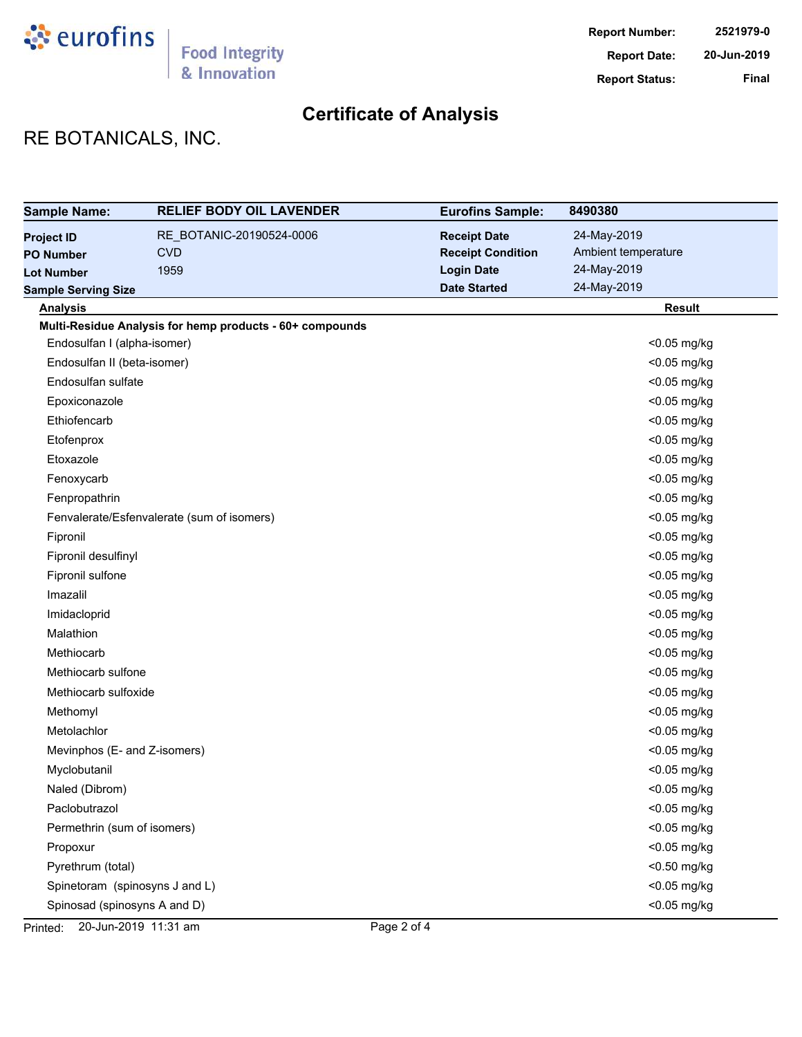Report Number: 2521979-0
Report Date: 20-Jun-2019
Report Status: Final

# Certificate of Analysis

## RE BOTANICALS, INC.

| Sample Name: | RELIEF BODY OIL LAVENDER | Eurofins Sample: | 8490380 |
|---|---|---|---|
| Project ID | RE_BOTANIC-20190524-0006 | Receipt Date | 24-May-2019 |
| PO Number | CVD | Receipt Condition | Ambient temperature |
| Lot Number | 1959 | Login Date | 24-May-2019 |
| Sample Serving Size | | Date Started | 24-May-2019 |

| Analysis | Result |
|---|---|
| **Multi-Residue Analysis for hemp products - 60+ compounds** | |
| Endosulfan I (alpha-isomer) | <0.05 mg/kg |
| Endosulfan II (beta-isomer) | <0.05 mg/kg |
| Endosulfan sulfate | <0.05 mg/kg |
| Epoxiconazole | <0.05 mg/kg |
| Ethiofencarb | <0.05 mg/kg |
| Etofenprox | <0.05 mg/kg |
| Etoxazole | <0.05 mg/kg |
| Fenoxycarb | <0.05 mg/kg |
| Fenpropathrin | <0.05 mg/kg |
| Fenvalerate/Esfenvalerate (sum of isomers) | <0.05 mg/kg |
| Fipronil | <0.05 mg/kg |
| Fipronil desulfinyl | <0.05 mg/kg |
| Fipronil sulfone | <0.05 mg/kg |
| Imazalil | <0.05 mg/kg |
| Imidacloprid | <0.05 mg/kg |
| Malathion | <0.05 mg/kg |
| Methiocarb | <0.05 mg/kg |
| Methiocarb sulfone | <0.05 mg/kg |
| Methiocarb sulfoxide | <0.05 mg/kg |
| Methomyl | <0.05 mg/kg |
| Metolachlor | <0.05 mg/kg |
| Mevinphos (E- and Z-isomers) | <0.05 mg/kg |
| Myclobutanil | <0.05 mg/kg |
| Naled (Dibrom) | <0.05 mg/kg |
| Paclobutrazol | <0.05 mg/kg |
| Permethrin (sum of isomers) | <0.05 mg/kg |
| Propoxur | <0.05 mg/kg |
| Pyrethrum (total) | <0.50 mg/kg |
| Spinetoram (spinosyns J and L) | <0.05 mg/kg |
| Spinosad (spinosyns A and D) | <0.05 mg/kg |

Printed: 20-Jun-2019 11:31 am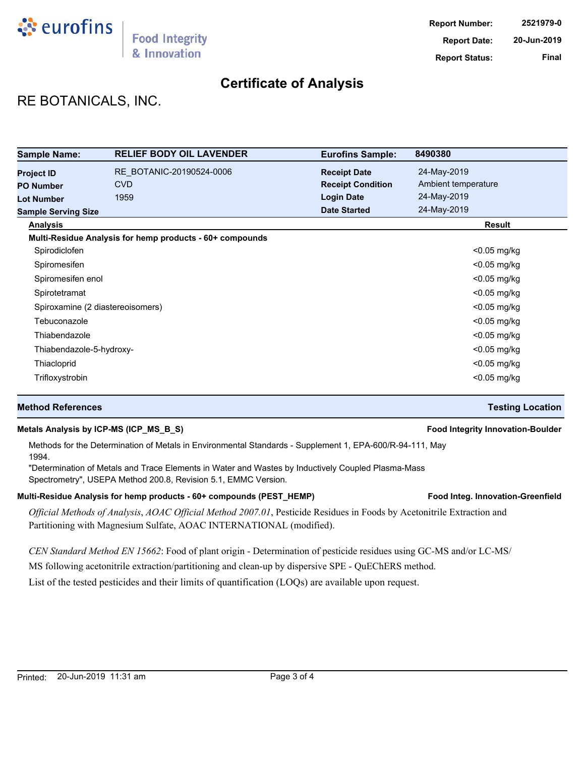**Report Number:** 2521979-0
**Report Date:** 20-Jun-2019
**Report Status:** Final

# Certificate of Analysis

## RE BOTANICALS, INC.

| **Sample Name:** | **RELIEF BODY OIL LAVENDER** | **Eurofins Sample:** | **8490380** |
|---|---|---|---|
| **Project ID** | RE_BOTANIC-20190524-0006 | **Receipt Date** | 24-May-2019 |
| **PO Number** | CVD | **Receipt Condition** | Ambient temperature |
| **Lot Number** | 1959 | **Login Date** | 24-May-2019 |
| **Sample Serving Size** | | **Date Started** | 24-May-2019 |

| **Analysis** | **Result** |
|---|---|
| **Multi-Residue Analysis for hemp products - 60+ compounds** | |
| Spirodiclofen | <0.05 mg/kg |
| Spiromesifen | <0.05 mg/kg |
| Spiromesifen enol | <0.05 mg/kg |
| Spirotetramat | <0.05 mg/kg |
| Spiroxamine (2 diastereoisomers) | <0.05 mg/kg |
| Tebuconazole | <0.05 mg/kg |
| Thiabendazole | <0.05 mg/kg |
| Thiabendazole-5-hydroxy- | <0.05 mg/kg |
| Thiacloprid | <0.05 mg/kg |
| Trifloxystrobin | <0.05 mg/kg |

| **Method References** | **Testing Location** |
|---|---|
| **Metals Analysis by ICP-MS (ICP_MS_B_S)** | **Food Integrity Innovation-Boulder** |

Methods for the Determination of Metals in Environmental Standards - Supplement 1, EPA-600/R-94-111, May 1994.

"Determination of Metals and Trace Elements in Water and Wastes by Inductively Coupled Plasma-Mass Spectrometry", USEPA Method 200.8, Revision 5.1, EMMC Version.

| **Multi-Residue Analysis for hemp products - 60+ compounds (PEST_HEMP)** | **Food Integ. Innovation-Greenfield** |
|---|---|

*Official Methods of Analysis*, *AOAC Official Method 2007.01*, Pesticide Residues in Foods by Acetonitrile Extraction and Partitioning with Magnesium Sulfate, AOAC INTERNATIONAL (modified).

*CEN Standard Method EN 15662*: Food of plant origin - Determination of pesticide residues using GC-MS and/or LC-MS/MS following acetonitrile extraction/partitioning and clean-up by dispersive SPE - QuEChERS method.

List of the tested pesticides and their limits of quantification (LOQs) are available upon request.

Printed: 20-Jun-2019 11:31 am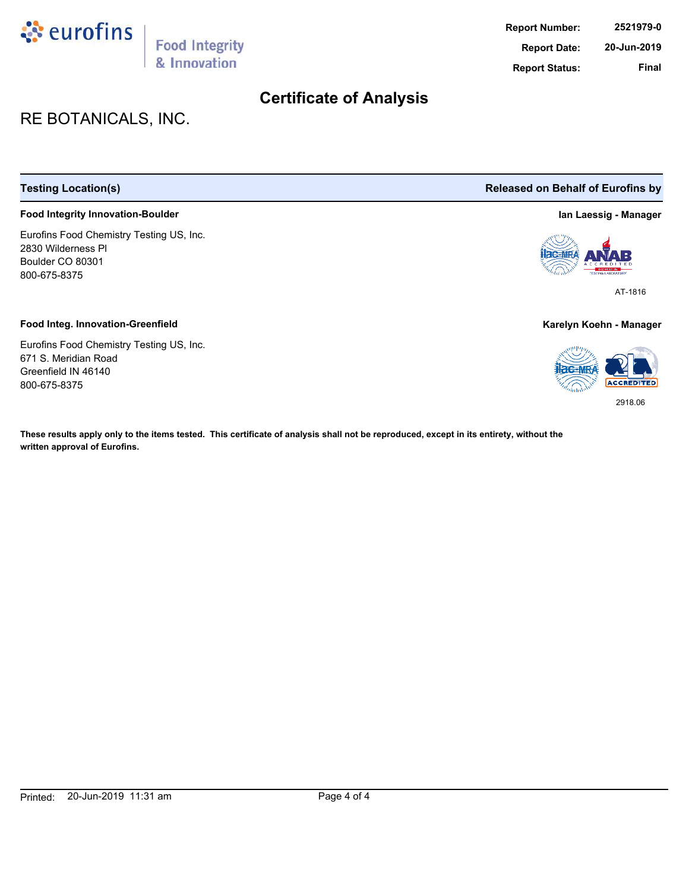| | |
|---|---|
| **Report Number:** | **2521979-0** |
| **Report Date:** | **20-Jun-2019** |
| **Report Status:** | **Final** |

# Certificate of Analysis

## RE BOTANICALS, INC.

| **Testing Location(s)** | **Released on Behalf of Eurofins by** |
|---|---|
| **Food Integrity Innovation-Boulder** | **Ian Laessig - Manager** |
| Eurofins Food Chemistry Testing US, Inc.<br>2830 Wilderness Pl<br>Boulder CO 80301<br>800-675-8375 | AT-1816 |
| **Food Integ. Innovation-Greenfield** | **Karelyn Koehn - Manager** |
| Eurofins Food Chemistry Testing US, Inc.<br>671 S. Meridian Road<br>Greenfield IN 46140<br>800-675-8375 | 2918.06 |

**These results apply only to the items tested. This certificate of analysis shall not be reproduced, except in its entirety, without the written approval of Eurofins.**

Printed: 20-Jun-2019 11:31 am